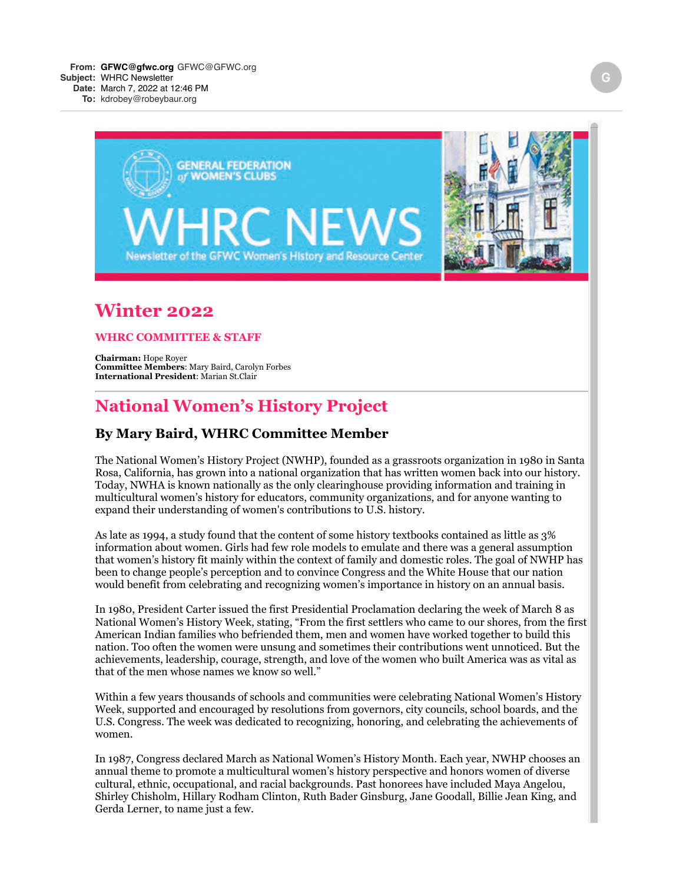**From:** GFWC@gfwc.org GFWC@GFWC.org
**Subject:** WHRC Newsletter
**Date:** March 7, 2022 at 12:46 PM
**To:** kdrobey@robeybaur.org

GENERAL FEDERATION of WOMEN'S CLUBS

# WHRC NEWS

Newsletter of the GFWC Women's History and Resource Center

## Winter 2022

### WHRC COMMITTEE & STAFF

**Chairman:** Hope Royer
**Committee Members**: Mary Baird, Carolyn Forbes
**International President**: Marian St.Clair

---

## National Women's History Project

### By Mary Baird, WHRC Committee Member

The National Women's History Project (NWHP), founded as a grassroots organization in 1980 in Santa Rosa, California, has grown into a national organization that has written women back into our history. Today, NWHA is known nationally as the only clearinghouse providing information and training in multicultural women's history for educators, community organizations, and for anyone wanting to expand their understanding of women's contributions to U.S. history.

As late as 1994, a study found that the content of some history textbooks contained as little as 3% information about women. Girls had few role models to emulate and there was a general assumption that women's history fit mainly within the context of family and domestic roles. The goal of NWHP has been to change people's perception and to convince Congress and the White House that our nation would benefit from celebrating and recognizing women's importance in history on an annual basis.

In 1980, President Carter issued the first Presidential Proclamation declaring the week of March 8 as National Women's History Week, stating, "From the first settlers who came to our shores, from the first American Indian families who befriended them, men and women have worked together to build this nation. Too often the women were unsung and sometimes their contributions went unnoticed. But the achievements, leadership, courage, strength, and love of the women who built America was as vital as that of the men whose names we know so well."

Within a few years thousands of schools and communities were celebrating National Women's History Week, supported and encouraged by resolutions from governors, city councils, school boards, and the U.S. Congress. The week was dedicated to recognizing, honoring, and celebrating the achievements of women.

In 1987, Congress declared March as National Women's History Month. Each year, NWHP chooses an annual theme to promote a multicultural women's history perspective and honors women of diverse cultural, ethnic, occupational, and racial backgrounds. Past honorees have included Maya Angelou, Shirley Chisholm, Hillary Rodham Clinton, Ruth Bader Ginsburg, Jane Goodall, Billie Jean King, and Gerda Lerner, to name just a few.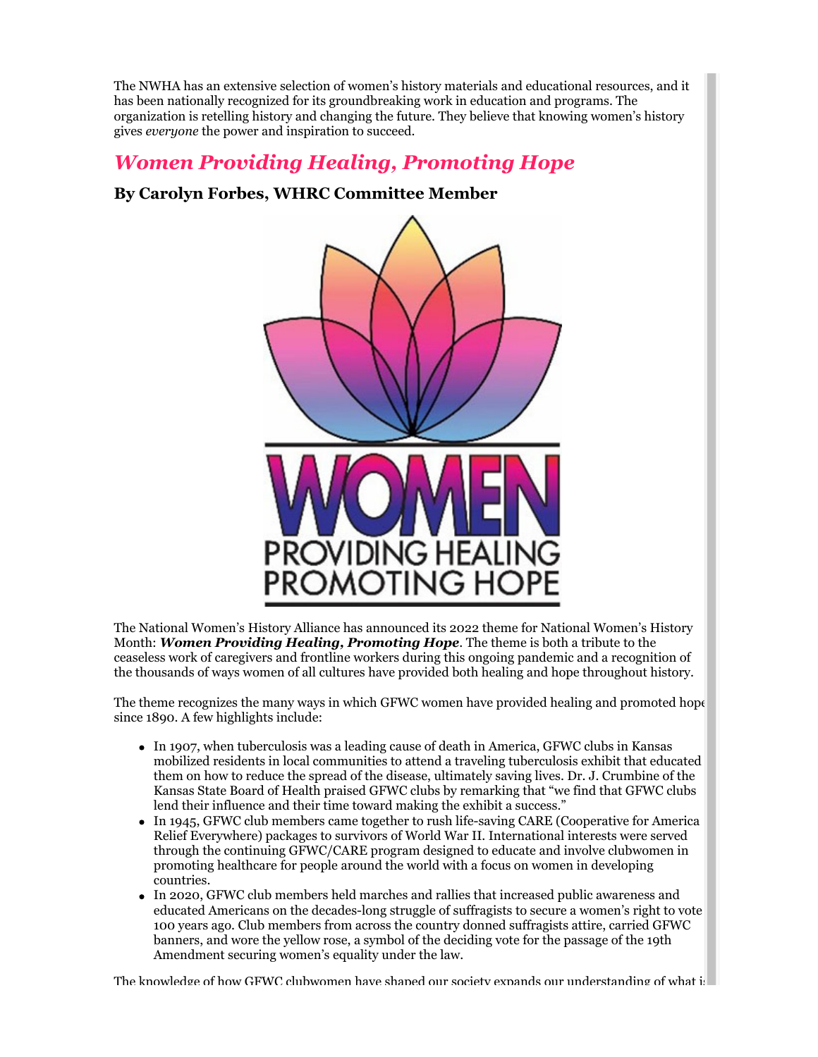The NWHA has an extensive selection of women's history materials and educational resources, and it has been nationally recognized for its groundbreaking work in education and programs. The organization is retelling history and changing the future. They believe that knowing women's history gives *everyone* the power and inspiration to succeed.

## *Women Providing Healing, Promoting Hope*

### By Carolyn Forbes, WHRC Committee Member

The National Women's History Alliance has announced its 2022 theme for National Women's History Month: ***Women Providing Healing, Promoting Hope***. The theme is both a tribute to the ceaseless work of caregivers and frontline workers during this ongoing pandemic and a recognition of the thousands of ways women of all cultures have provided both healing and hope throughout history.

The theme recognizes the many ways in which GFWC women have provided healing and promoted hope since 1890. A few highlights include:

- In 1907, when tuberculosis was a leading cause of death in America, GFWC clubs in Kansas mobilized residents in local communities to attend a traveling tuberculosis exhibit that educated them on how to reduce the spread of the disease, ultimately saving lives. Dr. J. Crumbine of the Kansas State Board of Health praised GFWC clubs by remarking that "we find that GFWC clubs lend their influence and their time toward making the exhibit a success."
- In 1945, GFWC club members came together to rush life-saving CARE (Cooperative for America Relief Everywhere) packages to survivors of World War II. International interests were served through the continuing GFWC/CARE program designed to educate and involve clubwomen in promoting healthcare for people around the world with a focus on women in developing countries.
- In 2020, GFWC club members held marches and rallies that increased public awareness and educated Americans on the decades-long struggle of suffragists to secure a women's right to vote 100 years ago. Club members from across the country donned suffragists attire, carried GFWC banners, and wore the yellow rose, a symbol of the deciding vote for the passage of the 19th Amendment securing women's equality under the law.

The knowledge of how GFWC clubwomen have shaped our society expands our understanding of what is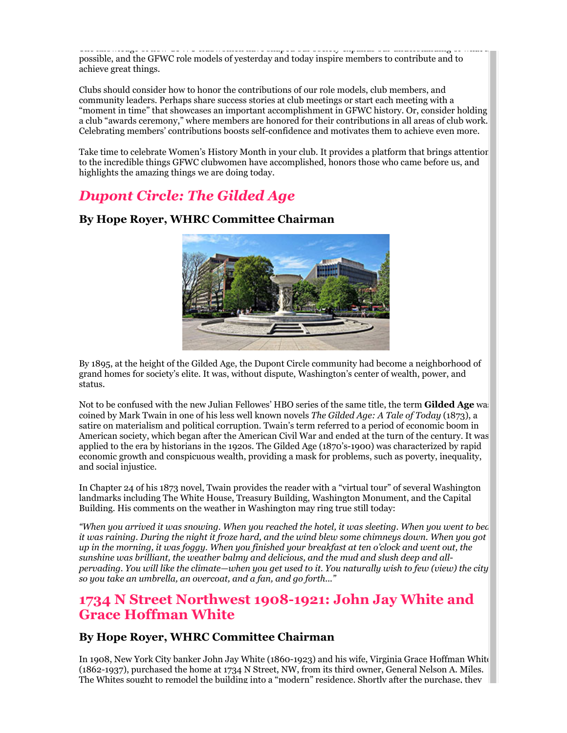possible, and the GFWC role models of yesterday and today inspire members to contribute and to achieve great things.

Clubs should consider how to honor the contributions of our role models, club members, and community leaders. Perhaps share success stories at club meetings or start each meeting with a "moment in time" that showcases an important accomplishment in GFWC history. Or, consider holding a club "awards ceremony," where members are honored for their contributions in all areas of club work. Celebrating members' contributions boosts self-confidence and motivates them to achieve even more.

Take time to celebrate Women's History Month in your club. It provides a platform that brings attention to the incredible things GFWC clubwomen have accomplished, honors those who came before us, and highlights the amazing things we are doing today.

## *Dupont Circle: The Gilded Age*

### By Hope Royer, WHRC Committee Chairman

By 1895, at the height of the Gilded Age, the Dupont Circle community had become a neighborhood of grand homes for society's elite. It was, without dispute, Washington's center of wealth, power, and status.

Not to be confused with the new Julian Fellowes' HBO series of the same title, the term **Gilded Age** was coined by Mark Twain in one of his less well known novels *The Gilded Age: A Tale of Today* (1873), a satire on materialism and political corruption. Twain's term referred to a period of economic boom in American society, which began after the American Civil War and ended at the turn of the century. It was applied to the era by historians in the 1920s. The Gilded Age (1870's-1900) was characterized by rapid economic growth and conspicuous wealth, providing a mask for problems, such as poverty, inequality, and social injustice.

In Chapter 24 of his 1873 novel, Twain provides the reader with a "virtual tour" of several Washington landmarks including The White House, Treasury Building, Washington Monument, and the Capital Building. His comments on the weather in Washington may ring true still today:

*"When you arrived it was snowing. When you reached the hotel, it was sleeting. When you went to bed it was raining. During the night it froze hard, and the wind blew some chimneys down. When you got up in the morning, it was foggy. When you finished your breakfast at ten o'clock and went out, the sunshine was brilliant, the weather balmy and delicious, and the mud and slush deep and all-pervading. You will like the climate—when you get used to it. You naturally wish to few (view) the city so you take an umbrella, an overcoat, and a fan, and go forth..."*

## 1734 N Street Northwest 1908-1921: John Jay White and Grace Hoffman White

### By Hope Royer, WHRC Committee Chairman

In 1908, New York City banker John Jay White (1860-1923) and his wife, Virginia Grace Hoffman White (1862-1937), purchased the home at 1734 N Street, NW, from its third owner, General Nelson A. Miles. The Whites sought to remodel the building into a "modern" residence. Shortly after the purchase, they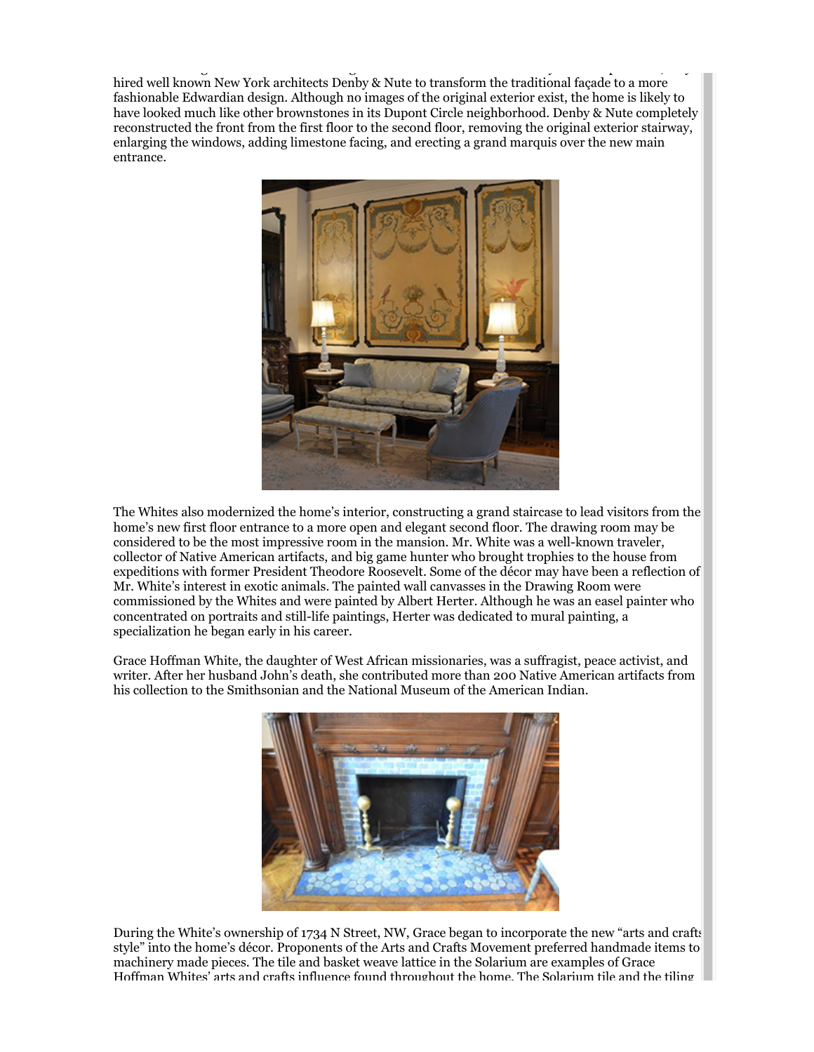hired well known New York architects Denby & Nute to transform the traditional façade to a more fashionable Edwardian design. Although no images of the original exterior exist, the home is likely to have looked much like other brownstones in its Dupont Circle neighborhood. Denby & Nute completely reconstructed the front from the first floor to the second floor, removing the original exterior stairway, enlarging the windows, adding limestone facing, and erecting a grand marquis over the new main entrance.

The Whites also modernized the home's interior, constructing a grand staircase to lead visitors from the home's new first floor entrance to a more open and elegant second floor. The drawing room may be considered to be the most impressive room in the mansion. Mr. White was a well-known traveler, collector of Native American artifacts, and big game hunter who brought trophies to the house from expeditions with former President Theodore Roosevelt. Some of the décor may have been a reflection of Mr. White's interest in exotic animals. The painted wall canvasses in the Drawing Room were commissioned by the Whites and were painted by Albert Herter. Although he was an easel painter who concentrated on portraits and still-life paintings, Herter was dedicated to mural painting, a specialization he began early in his career.

Grace Hoffman White, the daughter of West African missionaries, was a suffragist, peace activist, and writer. After her husband John's death, she contributed more than 200 Native American artifacts from his collection to the Smithsonian and the National Museum of the American Indian.

During the White's ownership of 1734 N Street, NW, Grace began to incorporate the new "arts and crafts style" into the home's décor. Proponents of the Arts and Crafts Movement preferred handmade items to machinery made pieces. The tile and basket weave lattice in the Solarium are examples of Grace Hoffman Whites' arts and crafts influence found throughout the home. The Solarium tile and the tiling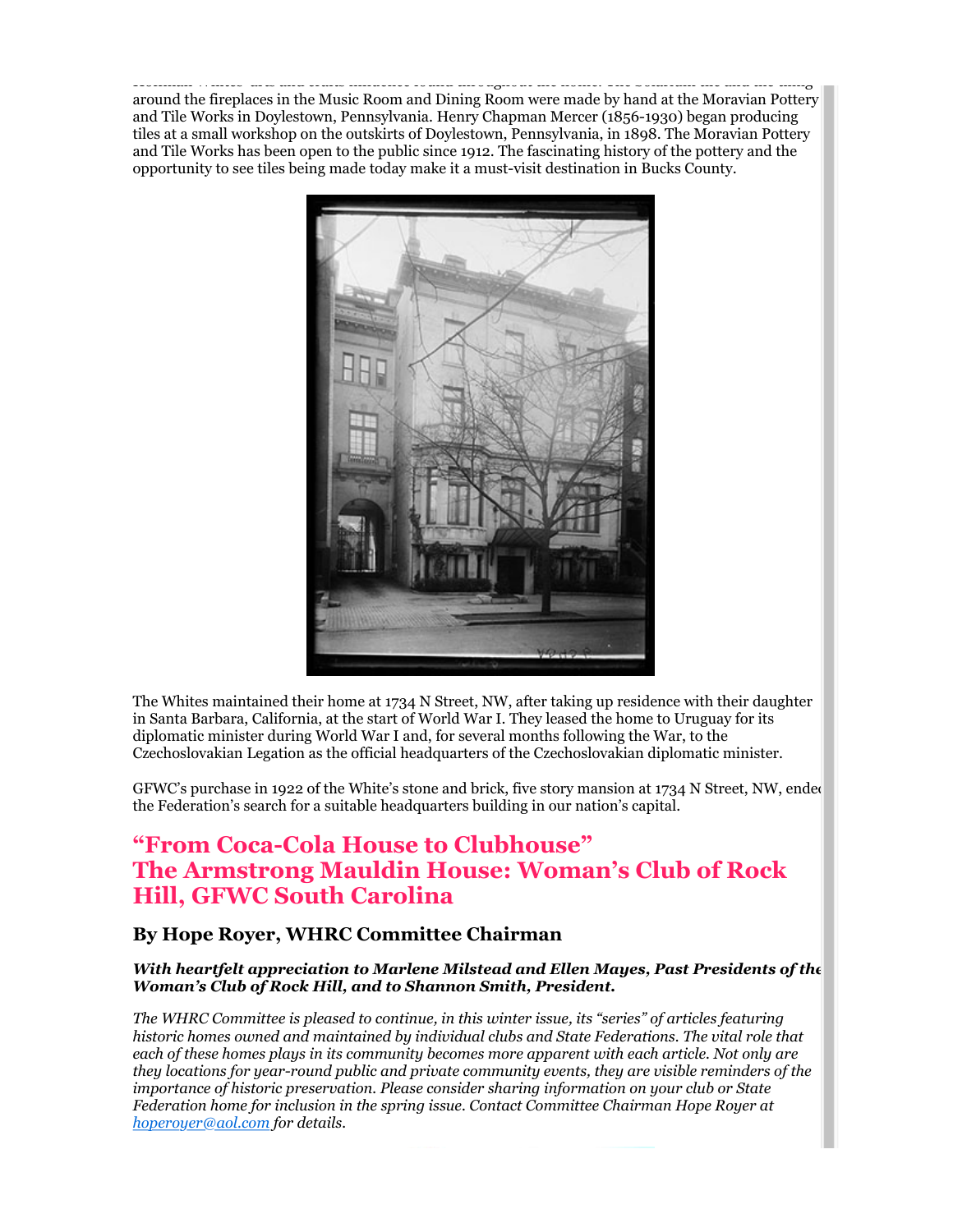around the fireplaces in the Music Room and Dining Room were made by hand at the Moravian Pottery and Tile Works in Doylestown, Pennsylvania. Henry Chapman Mercer (1856-1930) began producing tiles at a small workshop on the outskirts of Doylestown, Pennsylvania, in 1898. The Moravian Pottery and Tile Works has been open to the public since 1912. The fascinating history of the pottery and the opportunity to see tiles being made today make it a must-visit destination in Bucks County.

The Whites maintained their home at 1734 N Street, NW, after taking up residence with their daughter in Santa Barbara, California, at the start of World War I. They leased the home to Uruguay for its diplomatic minister during World War I and, for several months following the War, to the Czechoslovakian Legation as the official headquarters of the Czechoslovakian diplomatic minister.

GFWC's purchase in 1922 of the White's stone and brick, five story mansion at 1734 N Street, NW, ended the Federation's search for a suitable headquarters building in our nation's capital.

## "From Coca-Cola House to Clubhouse" The Armstrong Mauldin House: Woman's Club of Rock Hill, GFWC South Carolina

### By Hope Royer, WHRC Committee Chairman

***With heartfelt appreciation to Marlene Milstead and Ellen Mayes, Past Presidents of the Woman's Club of Rock Hill, and to Shannon Smith, President.***

*The WHRC Committee is pleased to continue, in this winter issue, its "series" of articles featuring historic homes owned and maintained by individual clubs and State Federations. The vital role that each of these homes plays in its community becomes more apparent with each article. Not only are they locations for year-round public and private community events, they are visible reminders of the importance of historic preservation. Please consider sharing information on your club or State Federation home for inclusion in the spring issue. Contact Committee Chairman Hope Royer at [hoperoyer@aol.com](mailto:hoperoyer@aol.com) for details.*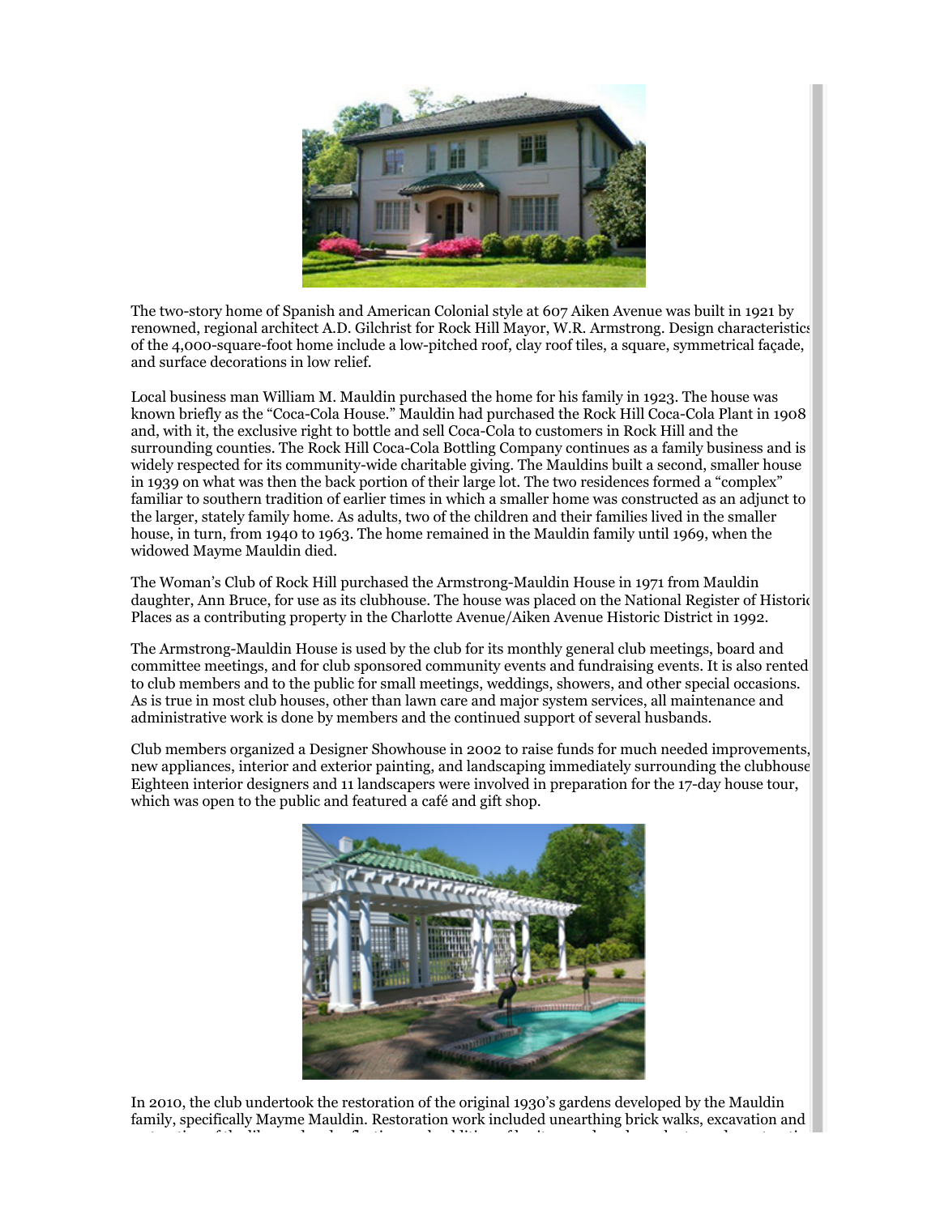The two-story home of Spanish and American Colonial style at 607 Aiken Avenue was built in 1921 by renowned, regional architect A.D. Gilchrist for Rock Hill Mayor, W.R. Armstrong. Design characteristics of the 4,000-square-foot home include a low-pitched roof, clay roof tiles, a square, symmetrical façade, and surface decorations in low relief.

Local business man William M. Mauldin purchased the home for his family in 1923. The house was known briefly as the "Coca-Cola House." Mauldin had purchased the Rock Hill Coca-Cola Plant in 1908 and, with it, the exclusive right to bottle and sell Coca-Cola to customers in Rock Hill and the surrounding counties. The Rock Hill Coca-Cola Bottling Company continues as a family business and is widely respected for its community-wide charitable giving. The Mauldins built a second, smaller house in 1939 on what was then the back portion of their large lot. The two residences formed a "complex" familiar to southern tradition of earlier times in which a smaller home was constructed as an adjunct to the larger, stately family home. As adults, two of the children and their families lived in the smaller house, in turn, from 1940 to 1963. The home remained in the Mauldin family until 1969, when the widowed Mayme Mauldin died.

The Woman's Club of Rock Hill purchased the Armstrong-Mauldin House in 1971 from Mauldin daughter, Ann Bruce, for use as its clubhouse. The house was placed on the National Register of Historic Places as a contributing property in the Charlotte Avenue/Aiken Avenue Historic District in 1992.

The Armstrong-Mauldin House is used by the club for its monthly general club meetings, board and committee meetings, and for club sponsored community events and fundraising events. It is also rented to club members and to the public for small meetings, weddings, showers, and other special occasions. As is true in most club houses, other than lawn care and major system services, all maintenance and administrative work is done by members and the continued support of several husbands.

Club members organized a Designer Showhouse in 2002 to raise funds for much needed improvements, new appliances, interior and exterior painting, and landscaping immediately surrounding the clubhouse. Eighteen interior designers and 11 landscapers were involved in preparation for the 17-day house tour, which was open to the public and featured a café and gift shop.

In 2010, the club undertook the restoration of the original 1930's gardens developed by the Mauldin family, specifically Mayme Mauldin. Restoration work included unearthing brick walks, excavation and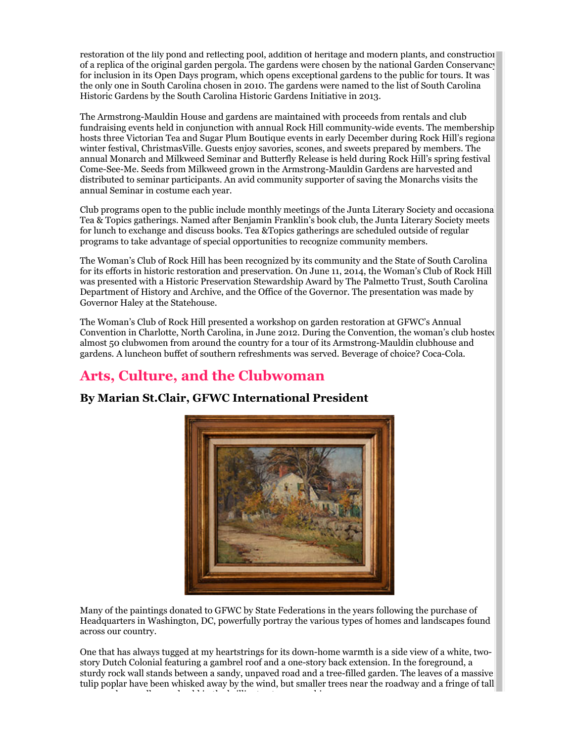restoration of the lily pond and reflecting pool, addition of heritage and modern plants, and construction of a replica of the original garden pergola. The gardens were chosen by the national Garden Conservancy for inclusion in its Open Days program, which opens exceptional gardens to the public for tours. It was the only one in South Carolina chosen in 2010. The gardens were named to the list of South Carolina Historic Gardens by the South Carolina Historic Gardens Initiative in 2013.

The Armstrong-Mauldin House and gardens are maintained with proceeds from rentals and club fundraising events held in conjunction with annual Rock Hill community-wide events. The membership hosts three Victorian Tea and Sugar Plum Boutique events in early December during Rock Hill's regional winter festival, ChristmasVille. Guests enjoy savories, scones, and sweets prepared by members. The annual Monarch and Milkweed Seminar and Butterfly Release is held during Rock Hill's spring festival Come-See-Me. Seeds from Milkweed grown in the Armstrong-Mauldin Gardens are harvested and distributed to seminar participants. An avid community supporter of saving the Monarchs visits the annual Seminar in costume each year.

Club programs open to the public include monthly meetings of the Junta Literary Society and occasional Tea & Topics gatherings. Named after Benjamin Franklin's book club, the Junta Literary Society meets for lunch to exchange and discuss books. Tea &Topics gatherings are scheduled outside of regular programs to take advantage of special opportunities to recognize community members.

The Woman's Club of Rock Hill has been recognized by its community and the State of South Carolina for its efforts in historic restoration and preservation. On June 11, 2014, the Woman's Club of Rock Hill was presented with a Historic Preservation Stewardship Award by The Palmetto Trust, South Carolina Department of History and Archive, and the Office of the Governor. The presentation was made by Governor Haley at the Statehouse.

The Woman's Club of Rock Hill presented a workshop on garden restoration at GFWC's Annual Convention in Charlotte, North Carolina, in June 2012. During the Convention, the woman's club hosted almost 50 clubwomen from around the country for a tour of its Armstrong-Mauldin clubhouse and gardens. A luncheon buffet of southern refreshments was served. Beverage of choice? Coca-Cola.

## Arts, Culture, and the Clubwoman

### By Marian St.Clair, GFWC International President

Many of the paintings donated to GFWC by State Federations in the years following the purchase of Headquarters in Washington, DC, powerfully portray the various types of homes and landscapes found across our country.

One that has always tugged at my heartstrings for its down-home warmth is a side view of a white, two-story Dutch Colonial featuring a gambrel roof and a one-story back extension. In the foreground, a sturdy rock wall stands between a sandy, unpaved road and a tree-filled garden. The leaves of a massive tulip poplar have been whisked away by the wind, but smaller trees near the roadway and a fringe of tall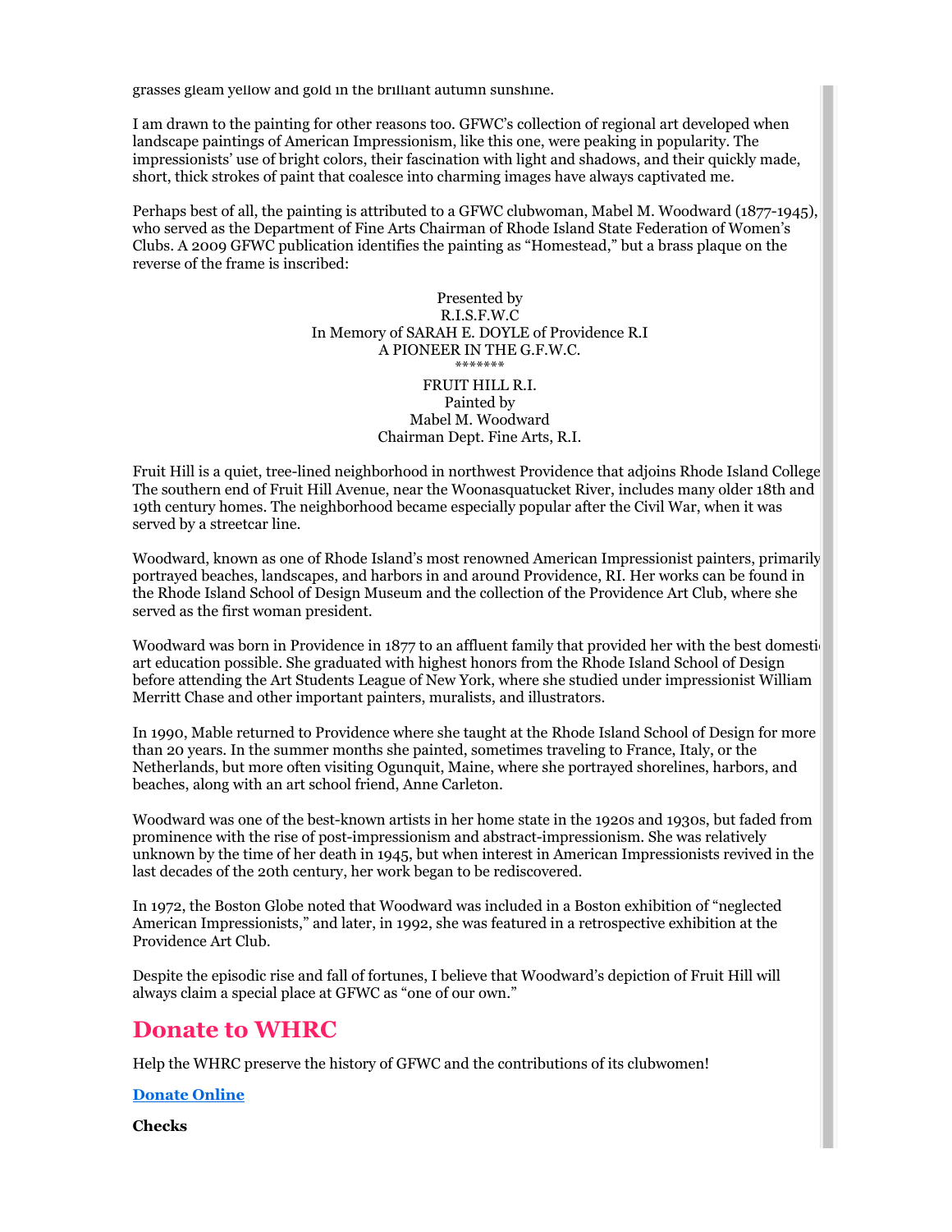grasses gleam yellow and gold in the brilliant autumn sunshine.

I am drawn to the painting for other reasons too. GFWC's collection of regional art developed when landscape paintings of American Impressionism, like this one, were peaking in popularity. The impressionists' use of bright colors, their fascination with light and shadows, and their quickly made, short, thick strokes of paint that coalesce into charming images have always captivated me.

Perhaps best of all, the painting is attributed to a GFWC clubwoman, Mabel M. Woodward (1877-1945), who served as the Department of Fine Arts Chairman of Rhode Island State Federation of Women's Clubs. A 2009 GFWC publication identifies the painting as "Homestead," but a brass plaque on the reverse of the frame is inscribed:

Presented by
R.I.S.F.W.C
In Memory of SARAH E. DOYLE of Providence R.I
A PIONEER IN THE G.F.W.C.
*******
FRUIT HILL R.I.
Painted by
Mabel M. Woodward
Chairman Dept. Fine Arts, R.I.

Fruit Hill is a quiet, tree-lined neighborhood in northwest Providence that adjoins Rhode Island College The southern end of Fruit Hill Avenue, near the Woonasquatucket River, includes many older 18th and 19th century homes. The neighborhood became especially popular after the Civil War, when it was served by a streetcar line.

Woodward, known as one of Rhode Island's most renowned American Impressionist painters, primarily portrayed beaches, landscapes, and harbors in and around Providence, RI. Her works can be found in the Rhode Island School of Design Museum and the collection of the Providence Art Club, where she served as the first woman president.

Woodward was born in Providence in 1877 to an affluent family that provided her with the best domestic art education possible. She graduated with highest honors from the Rhode Island School of Design before attending the Art Students League of New York, where she studied under impressionist William Merritt Chase and other important painters, muralists, and illustrators.

In 1990, Mable returned to Providence where she taught at the Rhode Island School of Design for more than 20 years. In the summer months she painted, sometimes traveling to France, Italy, or the Netherlands, but more often visiting Ogunquit, Maine, where she portrayed shorelines, harbors, and beaches, along with an art school friend, Anne Carleton.

Woodward was one of the best-known artists in her home state in the 1920s and 1930s, but faded from prominence with the rise of post-impressionism and abstract-impressionism. She was relatively unknown by the time of her death in 1945, but when interest in American Impressionists revived in the last decades of the 20th century, her work began to be rediscovered.

In 1972, the Boston Globe noted that Woodward was included in a Boston exhibition of "neglected American Impressionists," and later, in 1992, she was featured in a retrospective exhibition at the Providence Art Club.

Despite the episodic rise and fall of fortunes, I believe that Woodward's depiction of Fruit Hill will always claim a special place at GFWC as "one of our own."

## Donate to WHRC

Help the WHRC preserve the history of GFWC and the contributions of its clubwomen!

**Donate Online**

**Checks**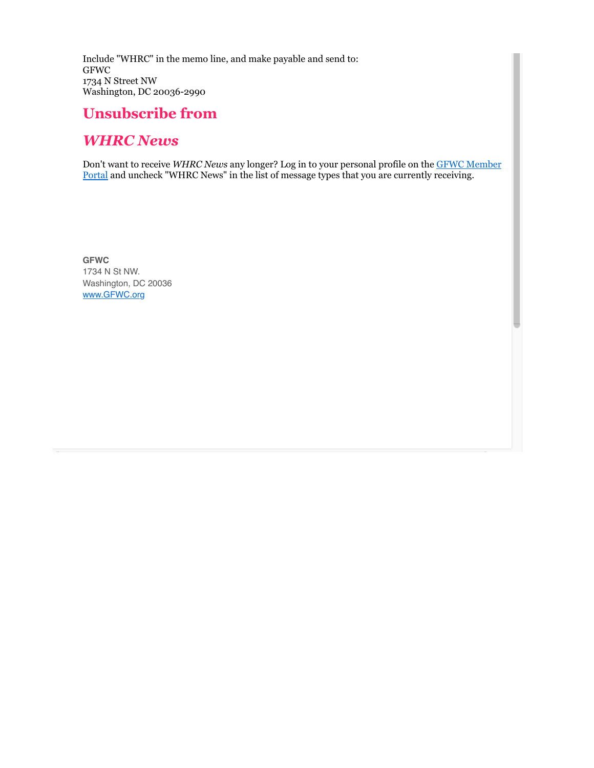Include "WHRC" in the memo line, and make payable and send to:
GFWC
1734 N Street NW
Washington, DC 20036-2990

## Unsubscribe from

## *WHRC News*

Don't want to receive *WHRC News* any longer? Log in to your personal profile on the GFWC Member Portal and uncheck "WHRC News" in the list of message types that you are currently receiving.

**GFWC**
1734 N St NW.
Washington, DC 20036
www.GFWC.org